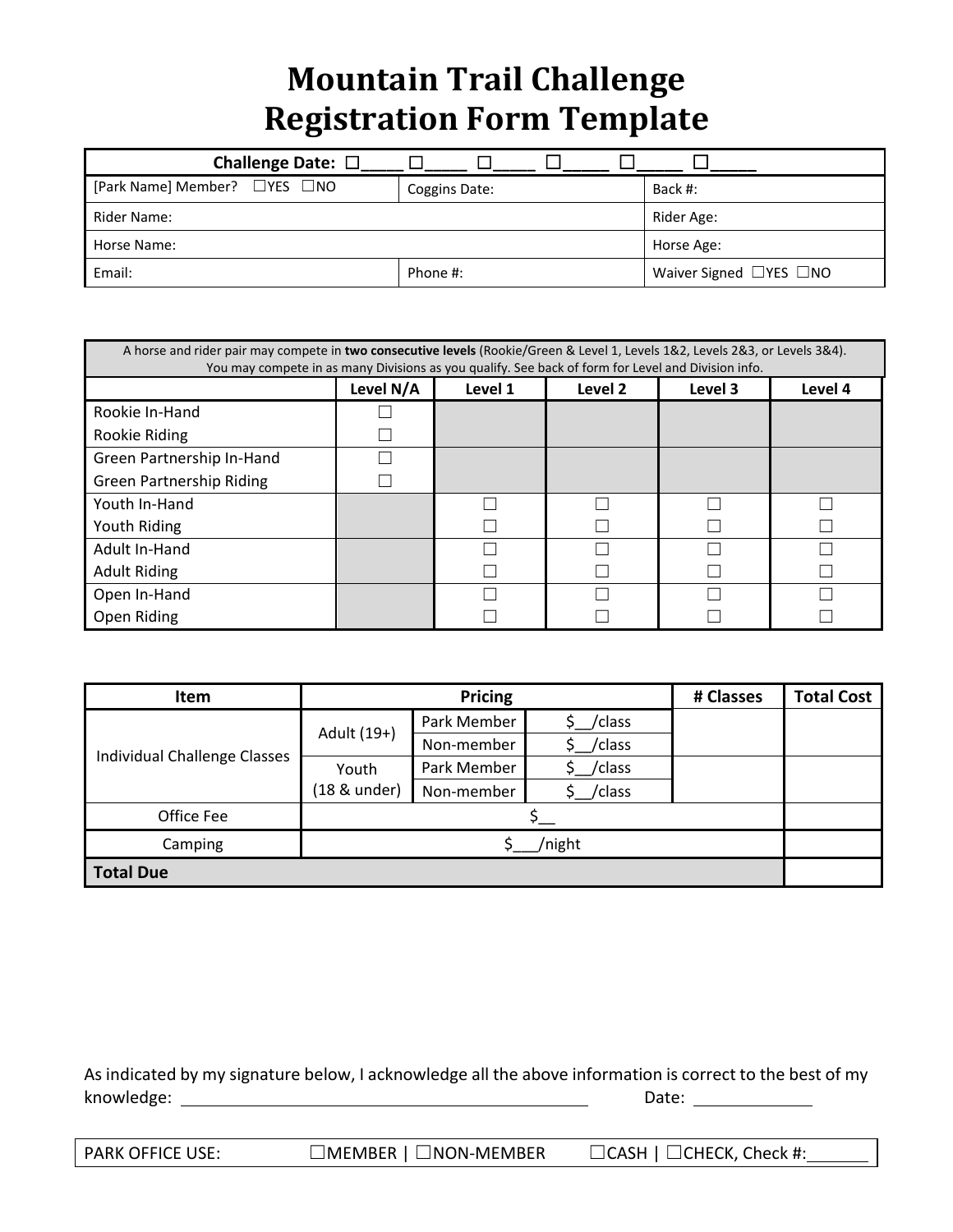# Mountain Trail Challenge Registration Form Template

| Challenge Date: ☐____ ☐____ ☐____ ☐____ ☐____ ☐____ | | |
|---|---|---|
| [Park Name] Member? ☐YES ☐NO | Coggins Date: | Back #: |
| Rider Name: | | Rider Age: |
| Horse Name: | | Horse Age: |
| Email: | Phone #: | Waiver Signed ☐YES ☐NO |

A horse and rider pair may compete in **two consecutive levels** (Rookie/Green & Level 1, Levels 1&2, Levels 2&3, or Levels 3&4). You may compete in as many Divisions as you qualify. See back of form for Level and Division info.

| | Level N/A | Level 1 | Level 2 | Level 3 | Level 4 |
|---|---|---|---|---|---|
| Rookie In-Hand | ☐ | | | | |
| Rookie Riding | ☐ | | | | |
| Green Partnership In-Hand | ☐ | | | | |
| Green Partnership Riding | ☐ | | | | |
| Youth In-Hand | | ☐ | ☐ | ☐ | ☐ |
| Youth Riding | | ☐ | ☐ | ☐ | ☐ |
| Adult In-Hand | | ☐ | ☐ | ☐ | ☐ |
| Adult Riding | | ☐ | ☐ | ☐ | ☐ |
| Open In-Hand | | ☐ | ☐ | ☐ | ☐ |
| Open Riding | | ☐ | ☐ | ☐ | ☐ |

| Item | Pricing | | | # Classes | Total Cost |
|---|---|---|---|---|---|
| Individual Challenge Classes | Adult (19+) | Park Member | $__/class | | |
| | | Non-member | $__/class | | |
| | Youth (18 & under) | Park Member | $__/class | | |
| | | Non-member | $__/class | | |
| Office Fee | $__ | | | | |
| Camping | $___/night | | | | |
| **Total Due** | | | | | |

As indicated by my signature below, I acknowledge all the above information is correct to the best of my knowledge: ______________________________ Date: __________

PARK OFFICE USE: ☐MEMBER | ☐NON-MEMBER ☐CASH | ☐CHECK, Check #:_______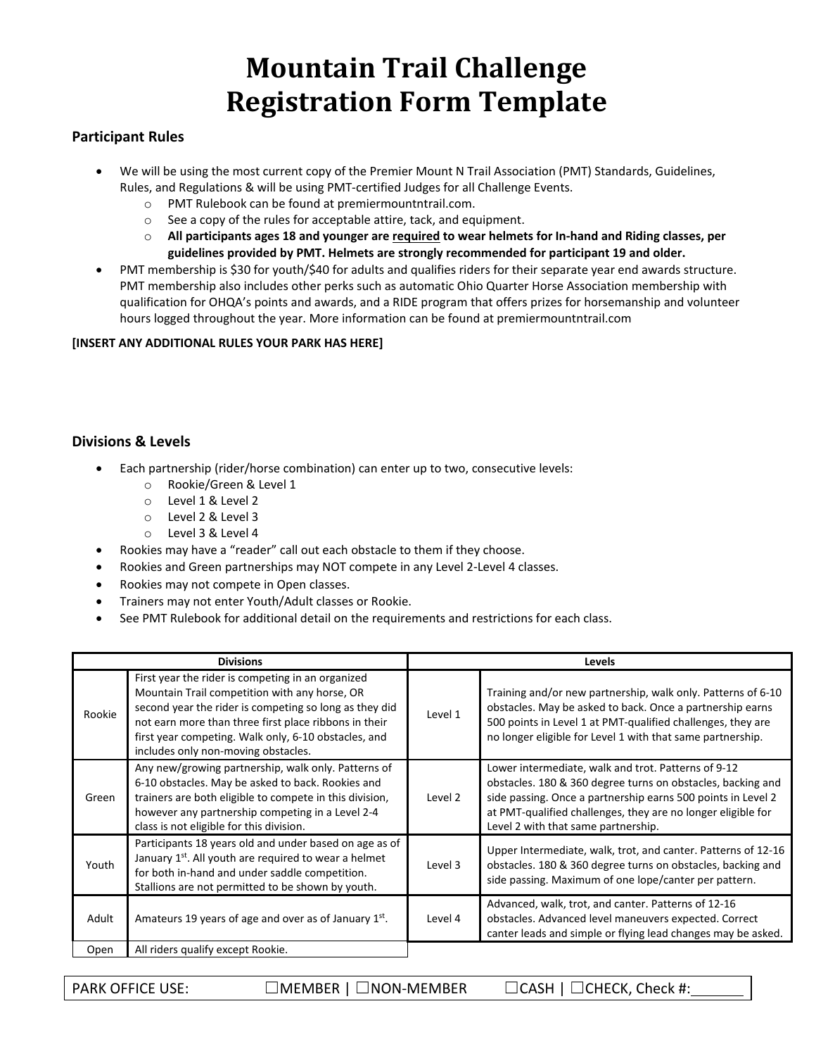# Mountain Trail Challenge Registration Form Template

## Participant Rules

- We will be using the most current copy of the Premier Mount N Trail Association (PMT) Standards, Guidelines, Rules, and Regulations & will be using PMT-certified Judges for all Challenge Events.
  - PMT Rulebook can be found at premiermountntrail.com.
  - See a copy of the rules for acceptable attire, tack, and equipment.
  - **All participants ages 18 and younger are required to wear helmets for In-hand and Riding classes, per guidelines provided by PMT. Helmets are strongly recommended for participant 19 and older.**
- PMT membership is $30 for youth/$40 for adults and qualifies riders for their separate year end awards structure. PMT membership also includes other perks such as automatic Ohio Quarter Horse Association membership with qualification for OHQA's points and awards, and a RIDE program that offers prizes for horsemanship and volunteer hours logged throughout the year. More information can be found at premiermountntrail.com

**[INSERT ANY ADDITIONAL RULES YOUR PARK HAS HERE]**

## Divisions & Levels

- Each partnership (rider/horse combination) can enter up to two, consecutive levels:
  - Rookie/Green & Level 1
  - Level 1 & Level 2
  - Level 2 & Level 3
  - Level 3 & Level 4
- Rookies may have a "reader" call out each obstacle to them if they choose.
- Rookies and Green partnerships may NOT compete in any Level 2-Level 4 classes.
- Rookies may not compete in Open classes.
- Trainers may not enter Youth/Adult classes or Rookie.
- See PMT Rulebook for additional detail on the requirements and restrictions for each class.

| Divisions | | Levels | |
|---|---|---|---|
| Rookie | First year the rider is competing in an organized Mountain Trail competition with any horse, OR second year the rider is competing so long as they did not earn more than three first place ribbons in their first year competing. Walk only, 6-10 obstacles, and includes only non-moving obstacles. | Level 1 | Training and/or new partnership, walk only. Patterns of 6-10 obstacles. May be asked to back. Once a partnership earns 500 points in Level 1 at PMT-qualified challenges, they are no longer eligible for Level 1 with that same partnership. |
| Green | Any new/growing partnership, walk only. Patterns of 6-10 obstacles. May be asked to back. Rookies and trainers are both eligible to compete in this division, however any partnership competing in a Level 2-4 class is not eligible for this division. | Level 2 | Lower intermediate, walk and trot. Patterns of 9-12 obstacles. 180 & 360 degree turns on obstacles, backing and side passing. Once a partnership earns 500 points in Level 2 at PMT-qualified challenges, they are no longer eligible for Level 2 with that same partnership. |
| Youth | Participants 18 years old and under based on age as of January 1st. All youth are required to wear a helmet for both in-hand and under saddle competition. Stallions are not permitted to be shown by youth. | Level 3 | Upper Intermediate, walk, trot, and canter. Patterns of 12-16 obstacles. 180 & 360 degree turns on obstacles, backing and side passing. Maximum of one lope/canter per pattern. |
| Adult | Amateurs 19 years of age and over as of January 1st. | Level 4 | Advanced, walk, trot, and canter. Patterns of 12-16 obstacles. Advanced level maneuvers expected. Correct canter leads and simple or flying lead changes may be asked. |
| Open | All riders qualify except Rookie. | | |

| | | |
|---|---|---|
| PARK OFFICE USE: | ☐MEMBER \| ☐NON-MEMBER | ☐CASH \| ☐CHECK, Check #:\_\_\_\_\_\_\_ |